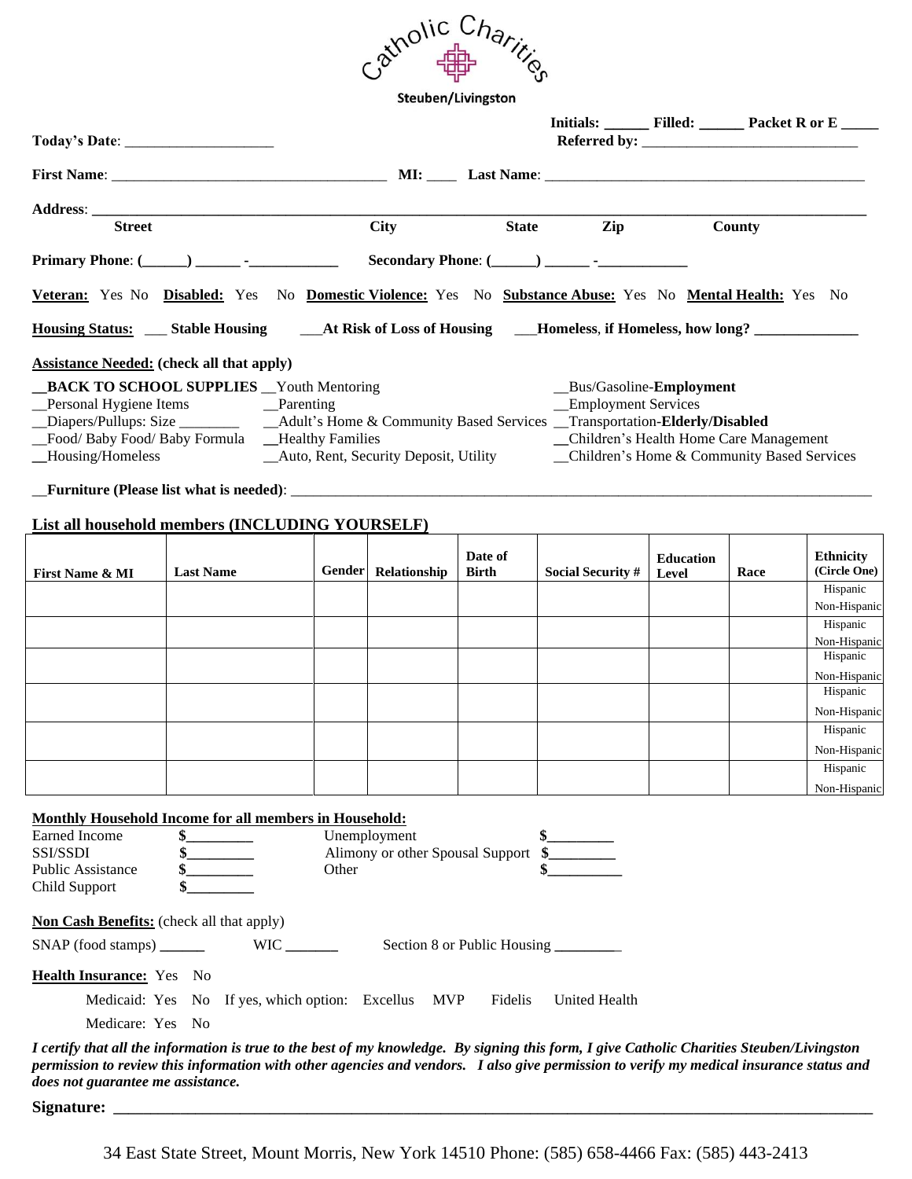Catholic Charities

Steuben/Livingston

**Initials: ______ Filled: ______ Packet R or E _____**

**Referred by: _____________________________**

**Today's Date**: ____________________

**First Name**: ____________________________________ **MI:** ____ **Last Name**: ___________________________________________

**Address**: ______________________________________________________________________________________________

**Street** **City** **State** **Zip** **County**

**Primary Phone**: **(______) ______ -____________** **Secondary Phone**: **(______) ______ -____________**

**Veteran:** Yes No **Disabled:** Yes No **Domestic Violence:** Yes No **Substance Abuse:** Yes No **Mental Health:** Yes No

**Housing Status:** ___ **Stable Housing** ___**At Risk of Loss of Housing** ___**Homeless**, **if Homeless, how long?** ______________

**Assistance Needed: (check all that apply)**

__**BACK TO SCHOOL SUPPLIES**
__Personal Hygiene Items
__Diapers/Pullups: Size ________
__Food/ Baby Food/ Baby Formula
__Housing/Homeless
__Youth Mentoring
__Parenting
__Adult's Home & Community Based Services
__Healthy Families
__Auto, Rent, Security Deposit, Utility
__Bus/Gasoline-**Employment**
__Employment Services
__Transportation-**Elderly/Disabled**
__Children's Health Home Care Management
__Children's Home & Community Based Services

__**Furniture (Please list what is needed)**: ______________________________________________________________________________

**List all household members (INCLUDING YOURSELF)**

| First Name & MI | Last Name | Gender | Relationship | Date of Birth | Social Security # | Education Level | Race | Ethnicity (Circle One) |
|---|---|---|---|---|---|---|---|---|
| | | | | | | | | Hispanic Non-Hispanic |
| | | | | | | | | Hispanic Non-Hispanic |
| | | | | | | | | Hispanic Non-Hispanic |
| | | | | | | | | Hispanic Non-Hispanic |
| | | | | | | | | Hispanic Non-Hispanic |
| | | | | | | | | Hispanic Non-Hispanic |

**Monthly Household Income for all members in Household:**

Earned Income **$_________**
SSI/SSDI **$_________**
Public Assistance **$_________**
Child Support **$_________**
Unemployment **$_________**
Alimony or other Spousal Support **$_________**
Other **$__________**

**Non Cash Benefits:** (check all that apply)

SNAP (food stamps) ______ WIC _______ Section 8 or Public Housing _________

**Health Insurance:** Yes No

Medicaid: Yes No If yes, which option: Excellus MVP Fidelis United Health

Medicare: Yes No

***I certify that all the information is true to the best of my knowledge. By signing this form, I give Catholic Charities Steuben/Livingston permission to review this information with other agencies and vendors. I also give permission to verify my medical insurance status and does not guarantee me assistance.***

**Signature:** ______________________________________________________________________________________________

34 East State Street, Mount Morris, New York 14510 Phone: (585) 658-4466 Fax: (585) 443-2413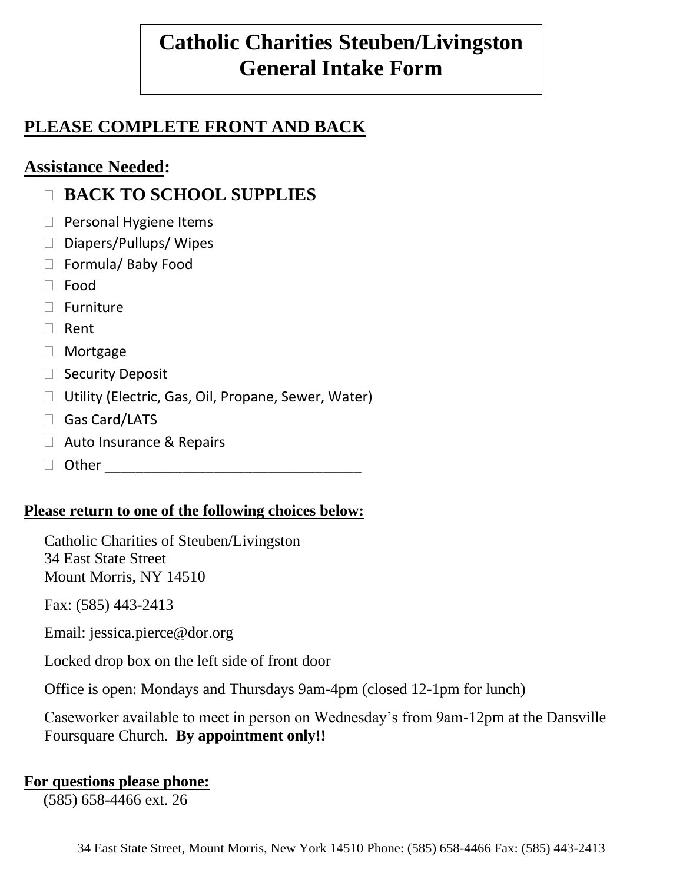# Catholic Charities Steuben/Livingston General Intake Form

## PLEASE COMPLETE FRONT AND BACK

## Assistance Needed:

- ☐ **BACK TO SCHOOL SUPPLIES**
- ☐ Personal Hygiene Items
- ☐ Diapers/Pullups/ Wipes
- ☐ Formula/ Baby Food
- ☐ Food
- ☐ Furniture
- ☐ Rent
- ☐ Mortgage
- ☐ Security Deposit
- ☐ Utility (Electric, Gas, Oil, Propane, Sewer, Water)
- ☐ Gas Card/LATS
- ☐ Auto Insurance & Repairs
- ☐ Other ___________________________________

**Please return to one of the following choices below:**

Catholic Charities of Steuben/Livingston
34 East State Street
Mount Morris, NY 14510

Fax: (585) 443-2413

Email: jessica.pierce@dor.org

Locked drop box on the left side of front door

Office is open: Mondays and Thursdays 9am-4pm (closed 12-1pm for lunch)

Caseworker available to meet in person on Wednesday's from 9am-12pm at the Dansville Foursquare Church. **By appointment only!!**

**For questions please phone:**
(585) 658-4466 ext. 26

34 East State Street, Mount Morris, New York 14510 Phone: (585) 658-4466 Fax: (585) 443-2413